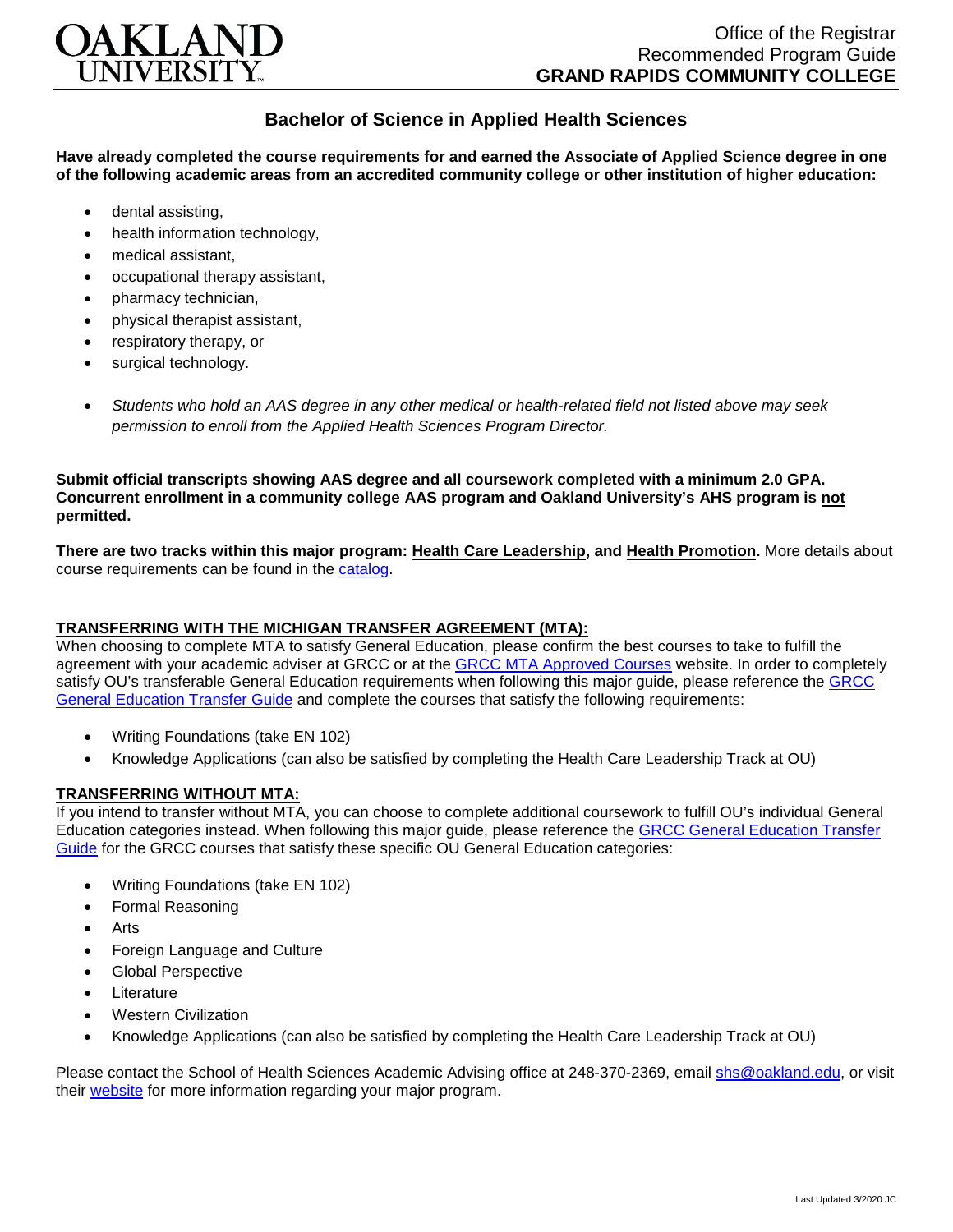# OAKLAND UNIVERSITY

Office of the Registrar
Recommended Program Guide
**GRAND RAPIDS COMMUNITY COLLEGE**

## Bachelor of Science in Applied Health Sciences

**Have already completed the course requirements for and earned the Associate of Applied Science degree in one of the following academic areas from an accredited community college or other institution of higher education:**

- dental assisting,
- health information technology,
- medical assistant,
- occupational therapy assistant,
- pharmacy technician,
- physical therapist assistant,
- respiratory therapy, or
- surgical technology.

- *Students who hold an AAS degree in any other medical or health-related field not listed above may seek permission to enroll from the Applied Health Sciences Program Director.*

**Submit official transcripts showing AAS degree and all coursework completed with a minimum 2.0 GPA. Concurrent enrollment in a community college AAS program and Oakland University's AHS program is not permitted.**

**There are two tracks within this major program: Health Care Leadership, and Health Promotion.** More details about course requirements can be found in the catalog.

### TRANSFERRING WITH THE MICHIGAN TRANSFER AGREEMENT (MTA):

When choosing to complete MTA to satisfy General Education, please confirm the best courses to take to fulfill the agreement with your academic adviser at GRCC or at the GRCC MTA Approved Courses website. In order to completely satisfy OU's transferable General Education requirements when following this major guide, please reference the GRCC General Education Transfer Guide and complete the courses that satisfy the following requirements:

- Writing Foundations (take EN 102)
- Knowledge Applications (can also be satisfied by completing the Health Care Leadership Track at OU)

### TRANSFERRING WITHOUT MTA:

If you intend to transfer without MTA, you can choose to complete additional coursework to fulfill OU's individual General Education categories instead. When following this major guide, please reference the GRCC General Education Transfer Guide for the GRCC courses that satisfy these specific OU General Education categories:

- Writing Foundations (take EN 102)
- Formal Reasoning
- Arts
- Foreign Language and Culture
- Global Perspective
- Literature
- Western Civilization
- Knowledge Applications (can also be satisfied by completing the Health Care Leadership Track at OU)

Please contact the School of Health Sciences Academic Advising office at 248-370-2369, email shs@oakland.edu, or visit their website for more information regarding your major program.

Last Updated 3/2020 JC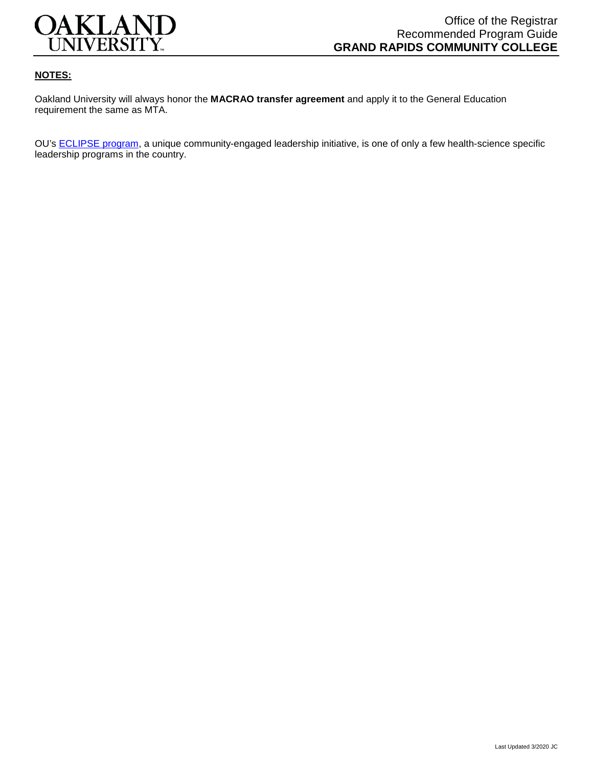**NOTES:**

Oakland University will always honor the **MACRAO transfer agreement** and apply it to the General Education requirement the same as MTA.

OU's ECLIPSE program, a unique community-engaged leadership initiative, is one of only a few health-science specific leadership programs in the country.